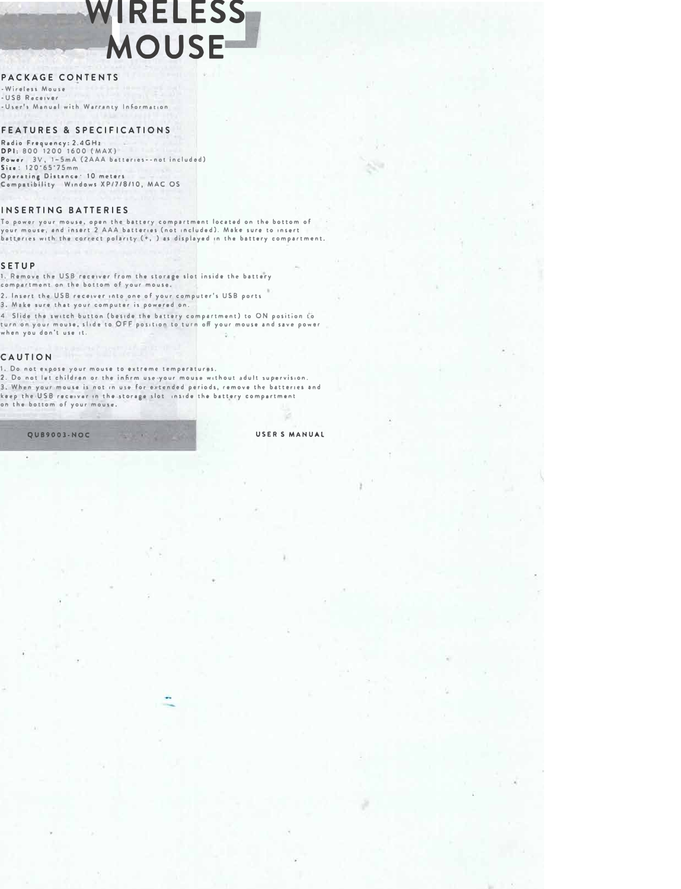# WIRELESS MOUSE

## PACKAGE CONTENTS

- Wireless Mouse
- USB Receiver
- User's Manual with Warranty Information

## FEATURES & SPECIFICATIONS

**Radio Frequency:** 2.4GHz
**DPI:** 800 1200 1600 (MAX)
**Power** 3V, 1~5mA (2AAA batteries--not included)
**Size:** 120*65*75mm
**Operating Distance:** 10 meters
**Compatibility** Windows XP/7/8/10, MAC OS

## INSERTING BATTERIES

To power your mouse, open the battery compartment located on the bottom of your mouse, and insert 2 AAA batteries (not included). Make sure to insert batteries with the correct polarity (+, ) as displayed in the battery compartment.

## SETUP

1. Remove the USB receiver from the storage slot inside the battery compartment on the bottom of your mouse.
2. Insert the USB receiver into one of your computer's USB ports
3. Make sure that your computer is powered on.
4. Slide the switch button (beside the battery compartment) to ON position to turn on your mouse, slide to OFF position to turn off your mouse and save power when you don't use it.

## CAUTION

1. Do not expose your mouse to extreme temperatures.
2. Do not let children or the infirm use your mouse without adult supervision.
3. When your mouse is not in use for extended periods, remove the batteries and keep the USB receiver in the storage slot inside the battery compartment on the bottom of your mouse.

QUB9003-NOC

USER S MANUAL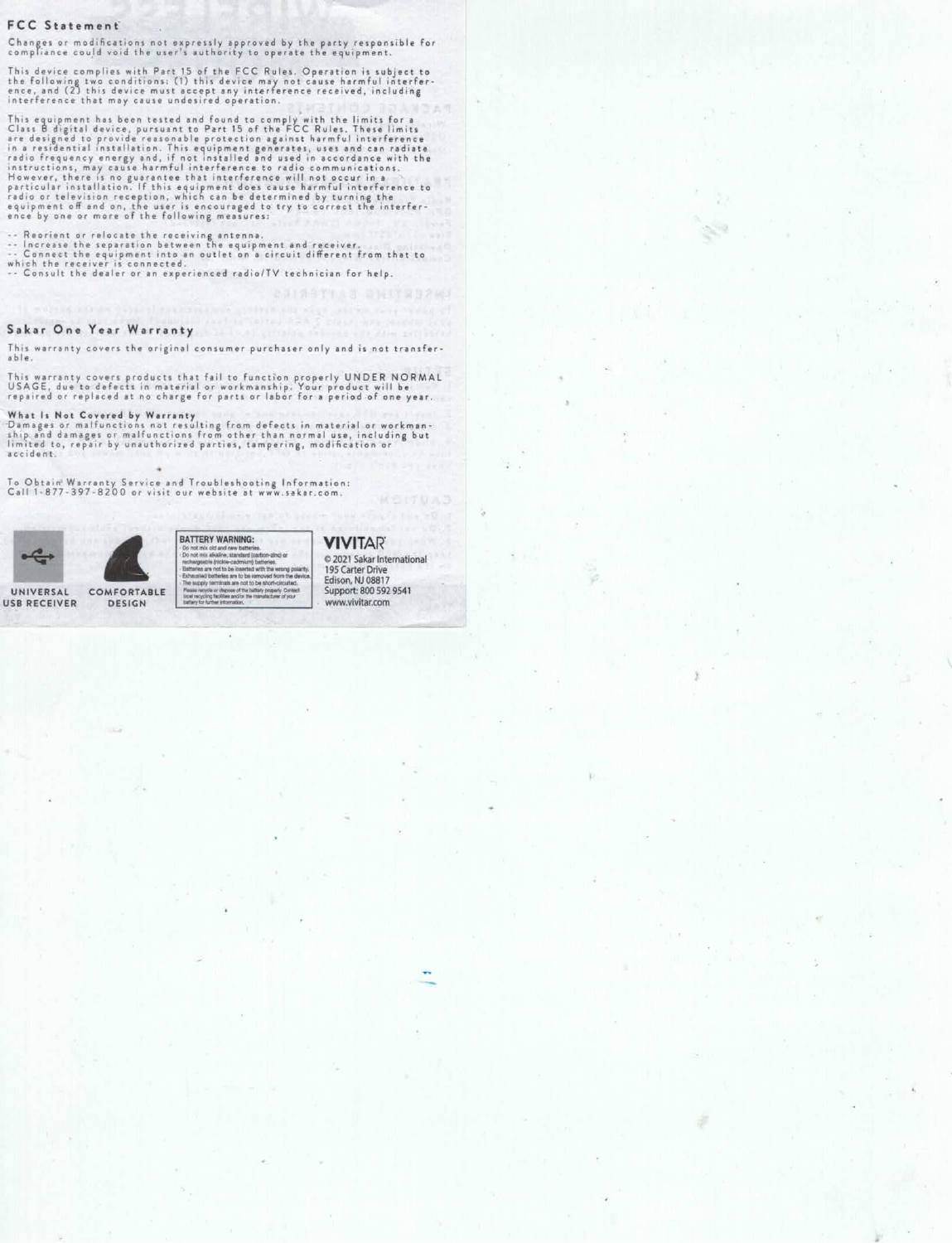## FCC Statement

Changes or modifications not expressly approved by the party responsible for compliance could void the user's authority to operate the equipment.

This device complies with Part 15 of the FCC Rules. Operation is subject to the following two conditions: (1) this device may not cause harmful interference, and (2) this device must accept any interference received, including interference that may cause undesired operation.

This equipment has been tested and found to comply with the limits for a Class B digital device, pursuant to Part 15 of the FCC Rules. These limits are designed to provide reasonable protection against harmful interference in a residential installation. This equipment generates, uses and can radiate radio frequency energy and, if not installed and used in accordance with the instructions, may cause harmful interference to radio communications. However, there is no guarantee that interference will not occur in a particular installation. If this equipment does cause harmful interference to radio or television reception, which can be determined by turning the equipment off and on, the user is encouraged to try to correct the interference by one or more of the following measures:

-- Reorient or relocate the receiving antenna.
-- Increase the separation between the equipment and receiver.
-- Connect the equipment into an outlet on a circuit different from that to which the receiver is connected.
-- Consult the dealer or an experienced radio/TV technician for help.

## Sakar One Year Warranty

This warranty covers the original consumer purchaser only and is not transferable.

This warranty covers products that fail to function properly UNDER NORMAL USAGE, due to defects in material or workmanship. Your product will be repaired or replaced at no charge for parts or labor for a period of one year.

**What Is Not Covered by Warranty**
Damages or malfunctions not resulting from defects in material or workmanship and damages or malfunctions from other than normal use, including but limited to, repair by unauthorized parties, tampering, modification or accident.

To Obtain Warranty Service and Troubleshooting Information:
Call 1-877-397-8200 or visit our website at www.sakar.com.

UNIVERSAL USB RECEIVER

COMFORTABLE DESIGN

**BATTERY WARNING:**
- Do not mix old and new batteries.
- Do not mix alkaline, standard (carbon-zinc) or rechargeable (nickle-cadmium) batteries.
- Batteries are not to be inserted with the wrong polarity.
- Exhausted batteries are to be removed from the device.
- The supply terminals are not to be short-circuited.
- Please recycle or dispose of the battery properly. Contact local recycling facilities and/or the manufacturer of your battery for further information.

**VIVITAR**
© 2021 Sakar International
195 Carter Drive
Edison, NJ 08817
Support: 800 592 9541
www.vivitar.com